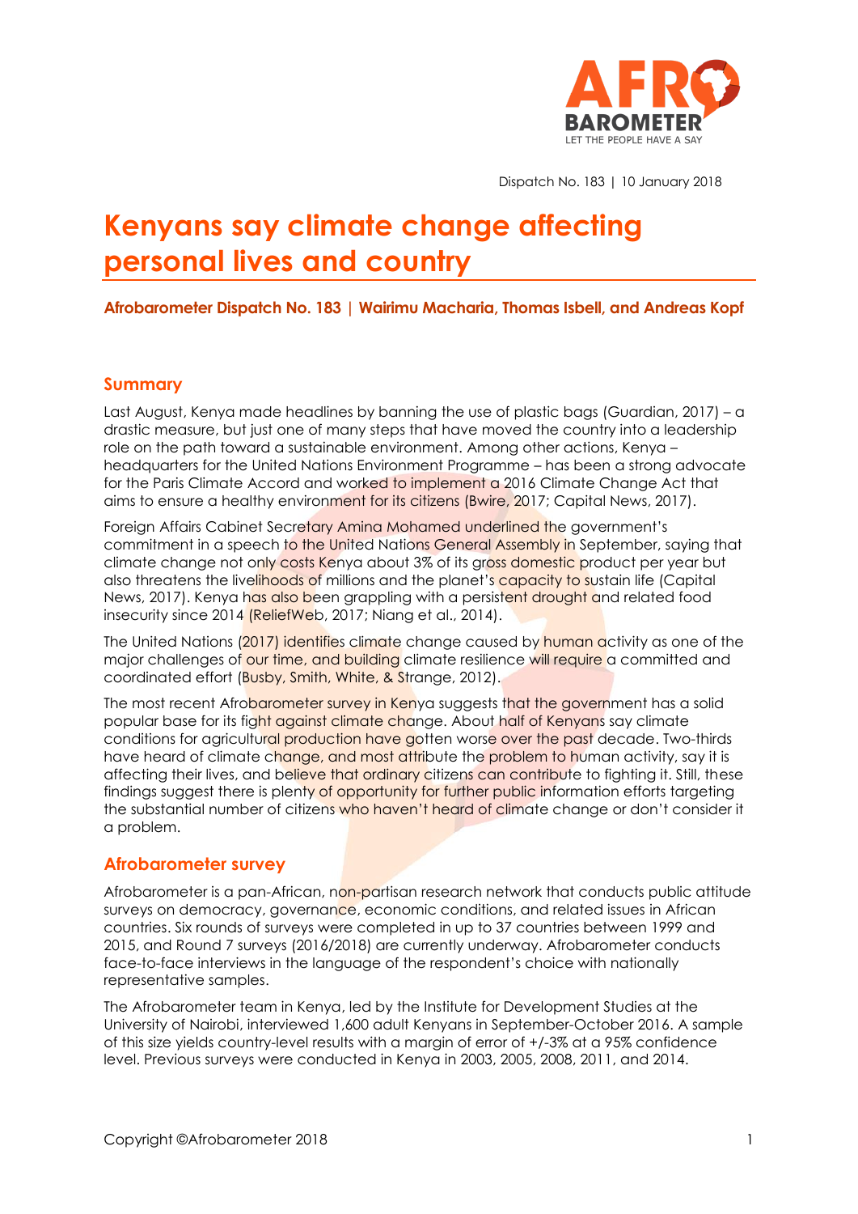Dispatch No. 183 | 10 January 2018

# Kenyans say climate change affecting personal lives and country

**Afrobarometer Dispatch No. 183 | Wairimu Macharia, Thomas Isbell, and Andreas Kopf**

## Summary

Last August, Kenya made headlines by banning the use of plastic bags (Guardian, 2017) – a drastic measure, but just one of many steps that have moved the country into a leadership role on the path toward a sustainable environment. Among other actions, Kenya – headquarters for the United Nations Environment Programme – has been a strong advocate for the Paris Climate Accord and worked to implement a 2016 Climate Change Act that aims to ensure a healthy environment for its citizens (Bwire, 2017; Capital News, 2017).

Foreign Affairs Cabinet Secretary Amina Mohamed underlined the government's commitment in a speech to the United Nations General Assembly in September, saying that climate change not only costs Kenya about 3% of its gross domestic product per year but also threatens the livelihoods of millions and the planet's capacity to sustain life (Capital News, 2017). Kenya has also been grappling with a persistent drought and related food insecurity since 2014 (ReliefWeb, 2017; Niang et al., 2014).

The United Nations (2017) identifies climate change caused by human activity as one of the major challenges of our time, and building climate resilience will require a committed and coordinated effort (Busby, Smith, White, & Strange, 2012).

The most recent Afrobarometer survey in Kenya suggests that the government has a solid popular base for its fight against climate change. About half of Kenyans say climate conditions for agricultural production have gotten worse over the past decade. Two-thirds have heard of climate change, and most attribute the problem to human activity, say it is affecting their lives, and believe that ordinary citizens can contribute to fighting it. Still, these findings suggest there is plenty of opportunity for further public information efforts targeting the substantial number of citizens who haven't heard of climate change or don't consider it a problem.

## Afrobarometer survey

Afrobarometer is a pan-African, non-partisan research network that conducts public attitude surveys on democracy, governance, economic conditions, and related issues in African countries. Six rounds of surveys were completed in up to 37 countries between 1999 and 2015, and Round 7 surveys (2016/2018) are currently underway. Afrobarometer conducts face-to-face interviews in the language of the respondent's choice with nationally representative samples.

The Afrobarometer team in Kenya, led by the Institute for Development Studies at the University of Nairobi, interviewed 1,600 adult Kenyans in September-October 2016. A sample of this size yields country-level results with a margin of error of +/-3% at a 95% confidence level. Previous surveys were conducted in Kenya in 2003, 2005, 2008, 2011, and 2014.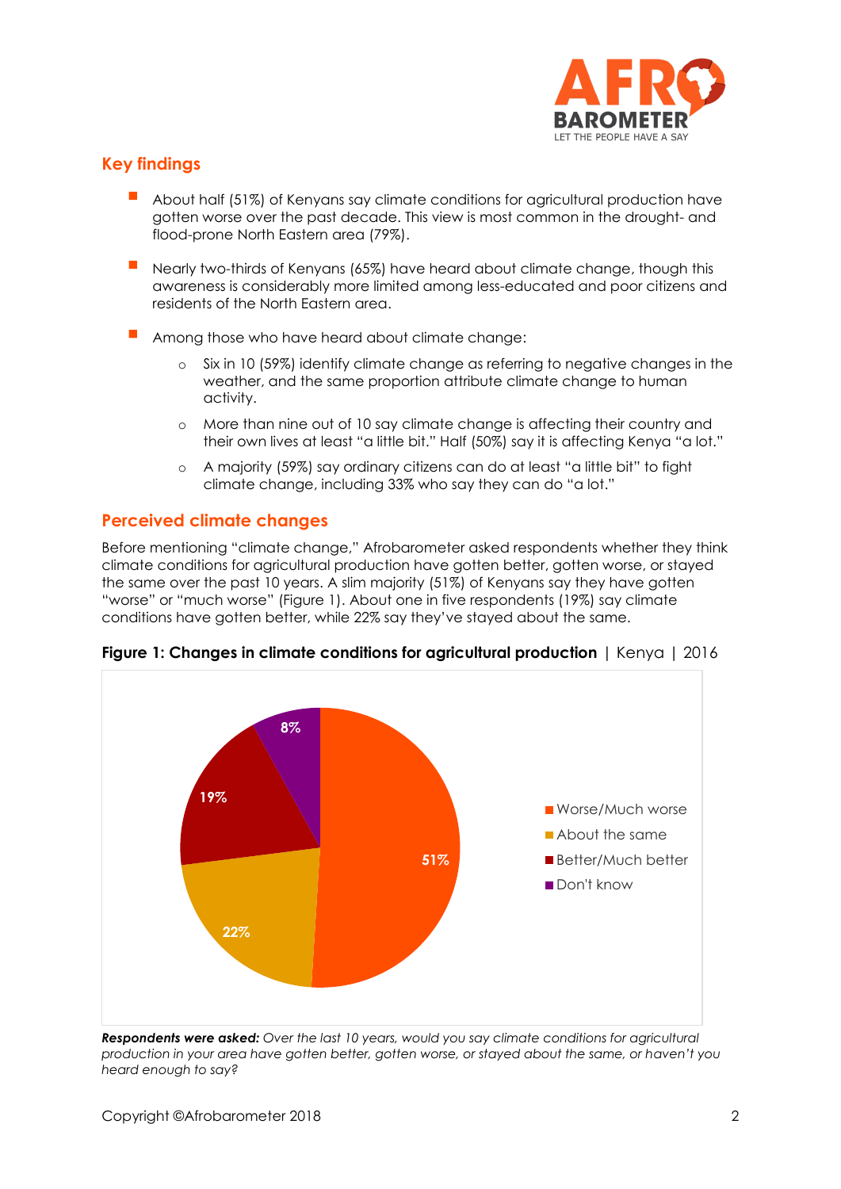## Key findings

- About half (51%) of Kenyans say climate conditions for agricultural production have gotten worse over the past decade. This view is most common in the drought- and flood-prone North Eastern area (79%).
- Nearly two-thirds of Kenyans (65%) have heard about climate change, though this awareness is considerably more limited among less-educated and poor citizens and residents of the North Eastern area.
- Among those who have heard about climate change:
  - Six in 10 (59%) identify climate change as referring to negative changes in the weather, and the same proportion attribute climate change to human activity.
  - More than nine out of 10 say climate change is affecting their country and their own lives at least "a little bit." Half (50%) say it is affecting Kenya "a lot."
  - A majority (59%) say ordinary citizens can do at least "a little bit" to fight climate change, including 33% who say they can do "a lot."

## Perceived climate changes

Before mentioning "climate change," Afrobarometer asked respondents whether they think climate conditions for agricultural production have gotten better, gotten worse, or stayed the same over the past 10 years. A slim majority (51%) of Kenyans say they have gotten "worse" or "much worse" (Figure 1). About one in five respondents (19%) say climate conditions have gotten better, while 22% say they've stayed about the same.

**Figure 1: Changes in climate conditions for agricultural production** | Kenya | 2016

| Response | Percentage |
|---|---|
| Worse/Much worse | 51% |
| About the same | 22% |
| Better/Much better | 19% |
| Don't know | 8% |

***Respondents were asked:*** *Over the last 10 years, would you say climate conditions for agricultural production in your area have gotten better, gotten worse, or stayed about the same, or haven't you heard enough to say?*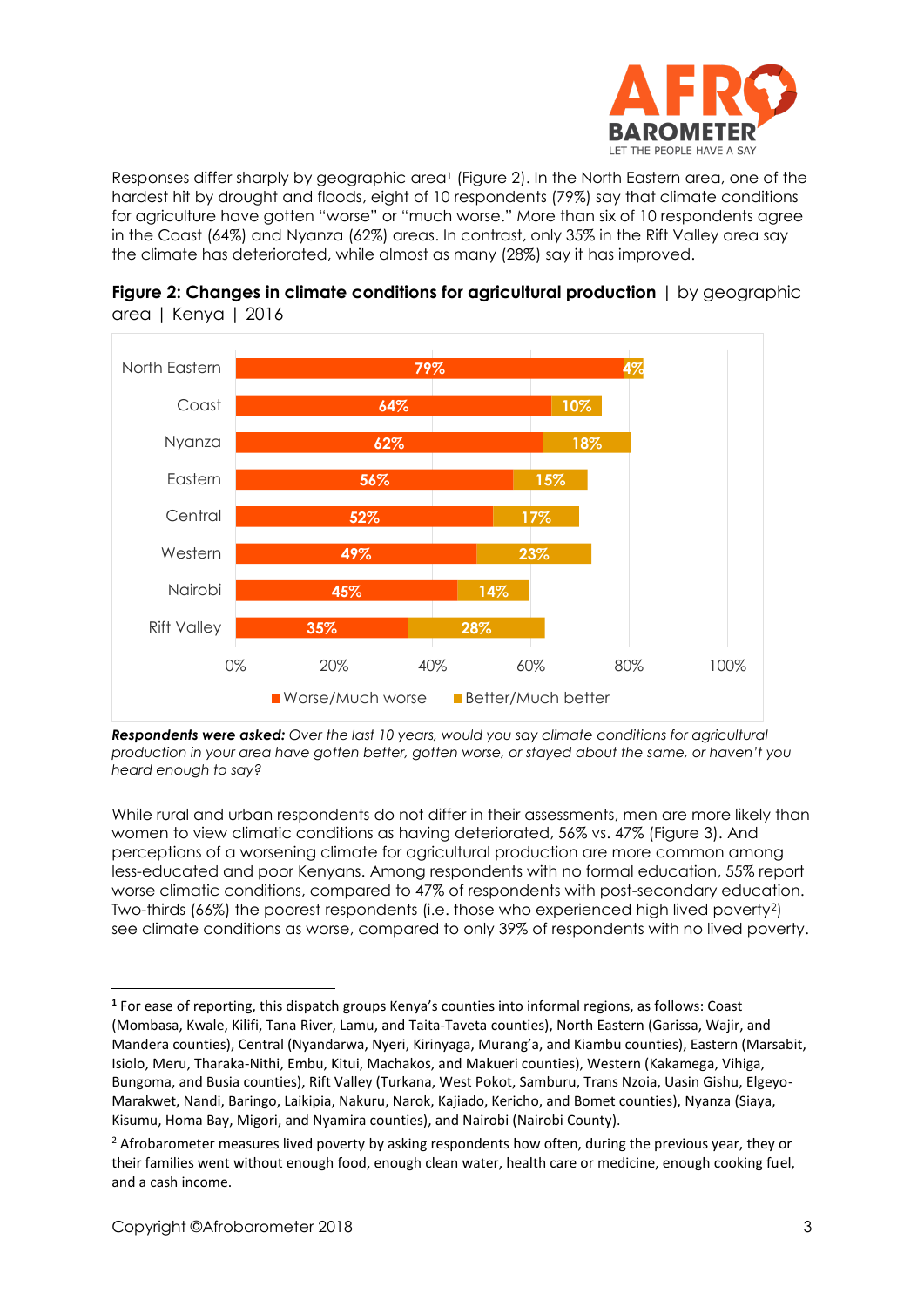Responses differ sharply by geographic area[1] (Figure 2). In the North Eastern area, one of the hardest hit by drought and floods, eight of 10 respondents (79%) say that climate conditions for agriculture have gotten "worse" or "much worse." More than six of 10 respondents agree in the Coast (64%) and Nyanza (62%) areas. In contrast, only 35% in the Rift Valley area say the climate has deteriorated, while almost as many (28%) say it has improved.

**Figure 2: Changes in climate conditions for agricultural production** | by geographic area | Kenya | 2016

| Area | Worse/Much worse | Better/Much better |
|---|---|---|
| North Eastern | 79% | 4% |
| Coast | 64% | 10% |
| Nyanza | 62% | 18% |
| Eastern | 56% | 15% |
| Central | 52% | 17% |
| Western | 49% | 23% |
| Nairobi | 45% | 14% |
| Rift Valley | 35% | 28% |

***Respondents were asked:*** *Over the last 10 years, would you say climate conditions for agricultural production in your area have gotten better, gotten worse, or stayed about the same, or haven't you heard enough to say?*

While rural and urban respondents do not differ in their assessments, men are more likely than women to view climatic conditions as having deteriorated, 56% vs. 47% (Figure 3). And perceptions of a worsening climate for agricultural production are more common among less-educated and poor Kenyans. Among respondents with no formal education, 55% report worse climatic conditions, compared to 47% of respondents with post-secondary education. Two-thirds (66%) the poorest respondents (i.e. those who experienced high lived poverty[2]) see climate conditions as worse, compared to only 39% of respondents with no lived poverty.

---

[1] For ease of reporting, this dispatch groups Kenya's counties into informal regions, as follows: Coast (Mombasa, Kwale, Kilifi, Tana River, Lamu, and Taita-Taveta counties), North Eastern (Garissa, Wajir, and Mandera counties), Central (Nyandarwa, Nyeri, Kirinyaga, Murang'a, and Kiambu counties), Eastern (Marsabit, Isiolo, Meru, Tharaka-Nithi, Embu, Kitui, Machakos, and Makueri counties), Western (Kakamega, Vihiga, Bungoma, and Busia counties), Rift Valley (Turkana, West Pokot, Samburu, Trans Nzoia, Uasin Gishu, Elgeyo-Marakwet, Nandi, Baringo, Laikipia, Nakuru, Narok, Kajiado, Kericho, and Bomet counties), Nyanza (Siaya, Kisumu, Homa Bay, Migori, and Nyamira counties), and Nairobi (Nairobi County).

[2] Afrobarometer measures lived poverty by asking respondents how often, during the previous year, they or their families went without enough food, enough clean water, health care or medicine, enough cooking fuel, and a cash income.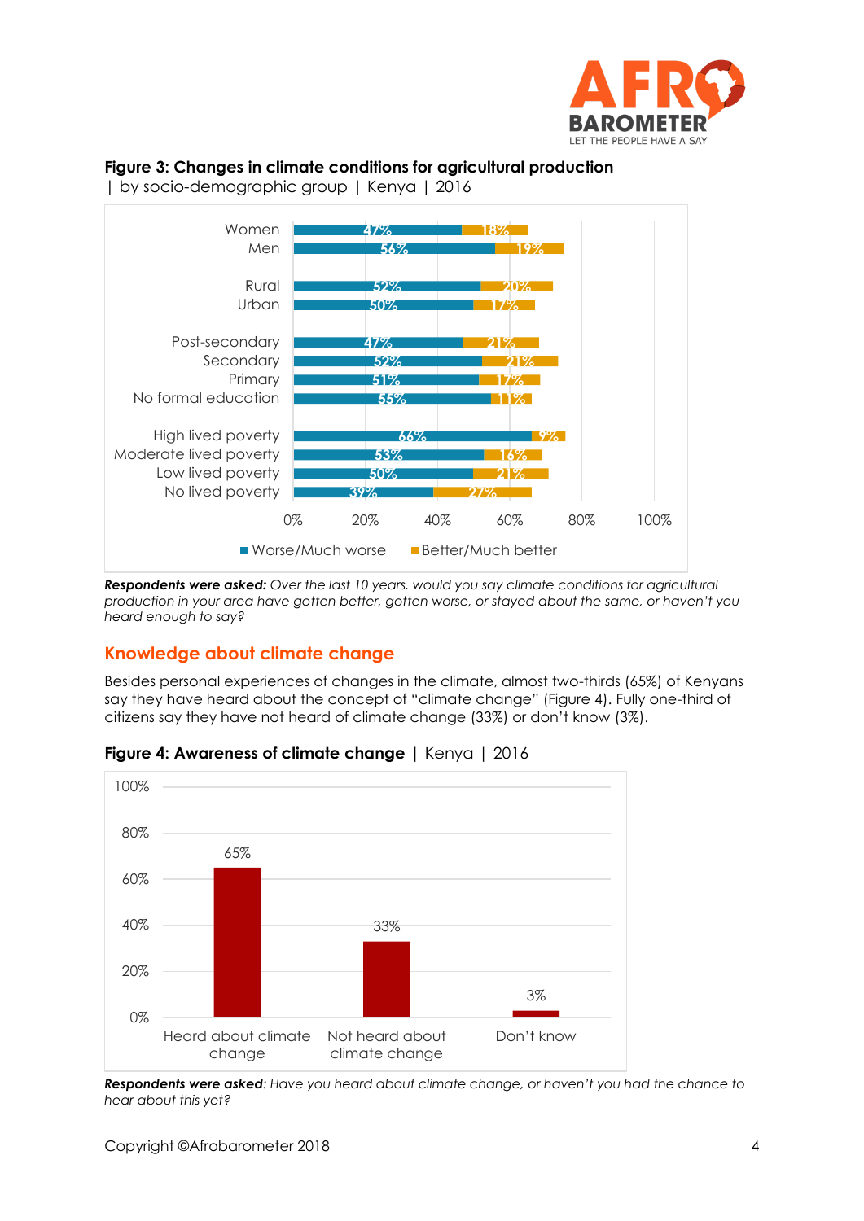**Figure 3: Changes in climate conditions for agricultural production**
| by socio-demographic group | Kenya | 2016

| Group | Worse/Much worse | Better/Much better |
|---|---|---|
| Women | 47% | 18% |
| Men | 56% | 19% |
| Rural | 52% | 20% |
| Urban | 50% | 17% |
| Post-secondary | 47% | 21% |
| Secondary | 52% | 21% |
| Primary | 51% | 17% |
| No formal education | 55% | 11% |
| High lived poverty | 66% | 9% |
| Moderate lived poverty | 53% | 16% |
| Low lived poverty | 50% | 21% |
| No lived poverty | 39% | 27% |

***Respondents were asked:*** *Over the last 10 years, would you say climate conditions for agricultural production in your area have gotten better, gotten worse, or stayed about the same, or haven't you heard enough to say?*

## Knowledge about climate change

Besides personal experiences of changes in the climate, almost two-thirds (65%) of Kenyans say they have heard about the concept of "climate change" (Figure 4). Fully one-third of citizens say they have not heard of climate change (33%) or don't know (3%).

**Figure 4: Awareness of climate change** | Kenya | 2016

| Response | Percentage |
|---|---|
| Heard about climate change | 65% |
| Not heard about climate change | 33% |
| Don't know | 3% |

***Respondents were asked****: Have you heard about climate change, or haven't you had the chance to hear about this yet?*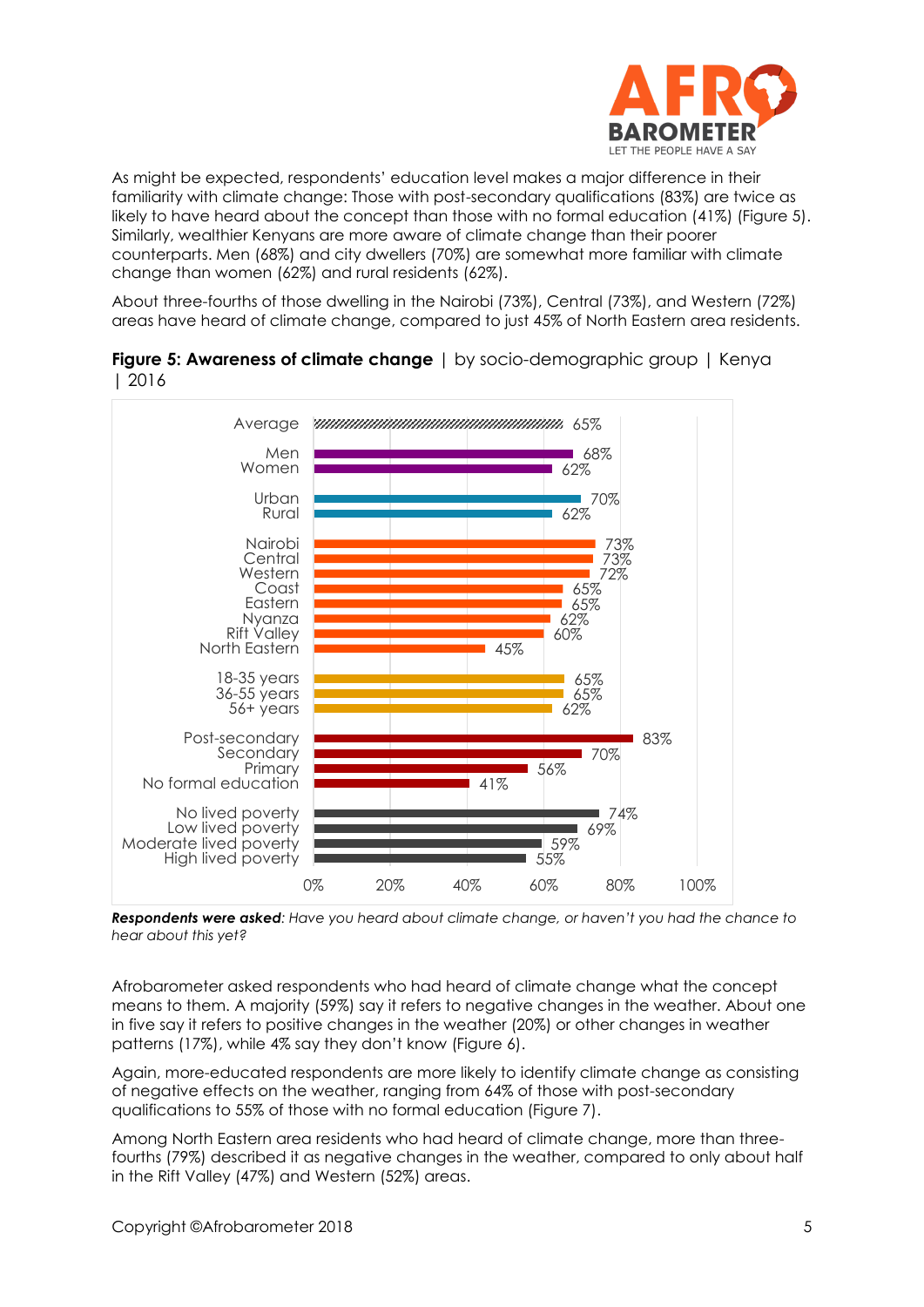As might be expected, respondents' education level makes a major difference in their familiarity with climate change: Those with post-secondary qualifications (83%) are twice as likely to have heard about the concept than those with no formal education (41%) (Figure 5). Similarly, wealthier Kenyans are more aware of climate change than their poorer counterparts. Men (68%) and city dwellers (70%) are somewhat more familiar with climate change than women (62%) and rural residents (62%).

About three-fourths of those dwelling in the Nairobi (73%), Central (73%), and Western (72%) areas have heard of climate change, compared to just 45% of North Eastern area residents.

**Figure 5: Awareness of climate change** | by socio-demographic group | Kenya | 2016

| Group | % |
|---|---|
| Average | 65% |
| Men | 68% |
| Women | 62% |
| Urban | 70% |
| Rural | 62% |
| Nairobi | 73% |
| Central | 73% |
| Western | 72% |
| Coast | 65% |
| Eastern | 65% |
| Nyanza | 62% |
| Rift Valley | 60% |
| North Eastern | 45% |
| 18-35 years | 65% |
| 36-55 years | 65% |
| 56+ years | 62% |
| Post-secondary | 83% |
| Secondary | 70% |
| Primary | 56% |
| No formal education | 41% |
| No lived poverty | 74% |
| Low lived poverty | 69% |
| Moderate lived poverty | 59% |
| High lived poverty | 55% |

***Respondents were asked**: Have you heard about climate change, or haven't you had the chance to hear about this yet?*

Afrobarometer asked respondents who had heard of climate change what the concept means to them. A majority (59%) say it refers to negative changes in the weather. About one in five say it refers to positive changes in the weather (20%) or other changes in weather patterns (17%), while 4% say they don't know (Figure 6).

Again, more-educated respondents are more likely to identify climate change as consisting of negative effects on the weather, ranging from 64% of those with post-secondary qualifications to 55% of those with no formal education (Figure 7).

Among North Eastern area residents who had heard of climate change, more than three-fourths (79%) described it as negative changes in the weather, compared to only about half in the Rift Valley (47%) and Western (52%) areas.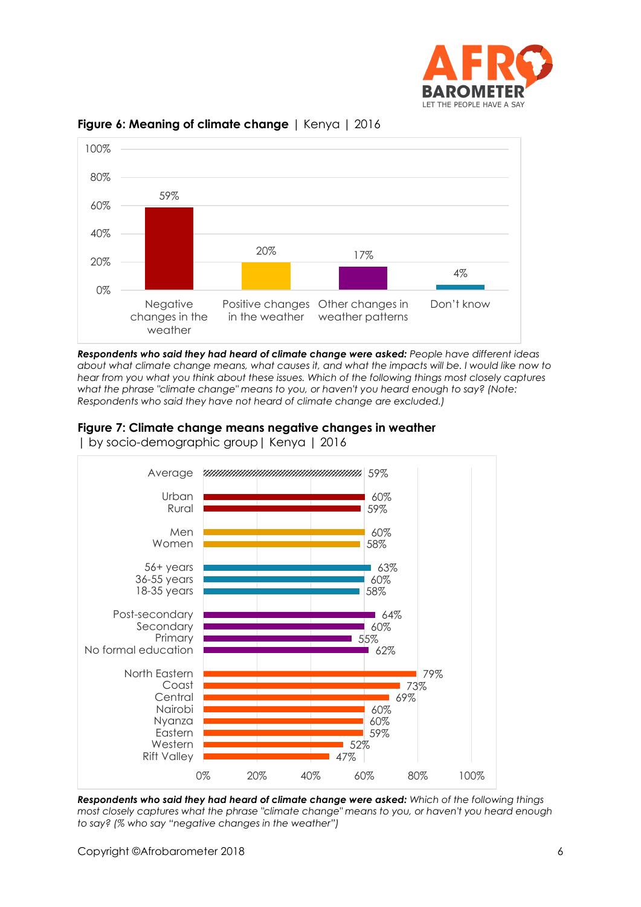**Figure 6: Meaning of climate change** | Kenya | 2016

| Response | % |
|---|---|
| Negative changes in the weather | 59% |
| Positive changes in the weather | 20% |
| Other changes in weather patterns | 17% |
| Don't know | 4% |

***Respondents who said they had heard of climate change were asked:*** *People have different ideas about what climate change means, what causes it, and what the impacts will be. I would like now to hear from you what you think about these issues. Which of the following things most closely captures what the phrase "climate change" means to you, or haven't you heard enough to say? (Note: Respondents who said they have not heard of climate change are excluded.)*

**Figure 7: Climate change means negative changes in weather** | by socio-demographic group | Kenya | 2016

| Group | % |
|---|---|
| Average | 59% |
| Urban | 60% |
| Rural | 59% |
| Men | 60% |
| Women | 58% |
| 56+ years | 63% |
| 36-55 years | 60% |
| 18-35 years | 58% |
| Post-secondary | 64% |
| Secondary | 60% |
| Primary | 55% |
| No formal education | 62% |
| North Eastern | 79% |
| Coast | 73% |
| Central | 69% |
| Nairobi | 60% |
| Nyanza | 60% |
| Eastern | 59% |
| Western | 52% |
| Rift Valley | 47% |

***Respondents who said they had heard of climate change were asked:*** *Which of the following things most closely captures what the phrase "climate change" means to you, or haven't you heard enough to say? (% who say "negative changes in the weather")*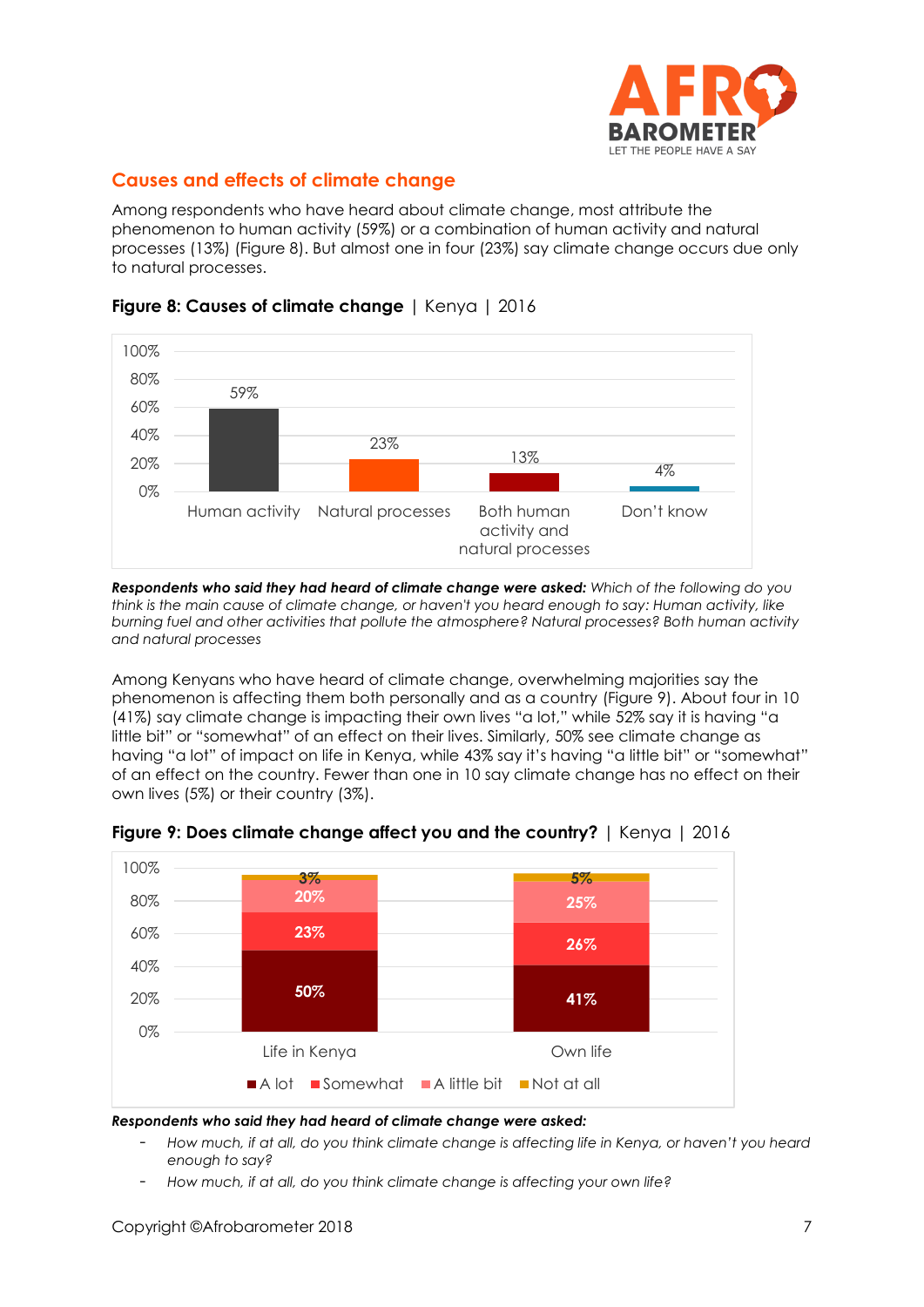## Causes and effects of climate change

Among respondents who have heard about climate change, most attribute the phenomenon to human activity (59%) or a combination of human activity and natural processes (13%) (Figure 8). But almost one in four (23%) say climate change occurs due only to natural processes.

**Figure 8: Causes of climate change** | Kenya | 2016

| | Human activity | Natural processes | Both human activity and natural processes | Don't know |
|---|---|---|---|---|
| % | 59% | 23% | 13% | 4% |

***Respondents who said they had heard of climate change were asked:*** *Which of the following do you think is the main cause of climate change, or haven't you heard enough to say: Human activity, like burning fuel and other activities that pollute the atmosphere? Natural processes? Both human activity and natural processes*

Among Kenyans who have heard of climate change, overwhelming majorities say the phenomenon is affecting them both personally and as a country (Figure 9). About four in 10 (41%) say climate change is impacting their own lives "a lot," while 52% say it is having "a little bit" or "somewhat" of an effect on their lives. Similarly, 50% see climate change as having "a lot" of impact on life in Kenya, while 43% say it's having "a little bit" or "somewhat" of an effect on the country. Fewer than one in 10 say climate change has no effect on their own lives (5%) or their country (3%).

**Figure 9: Does climate change affect you and the country?** | Kenya | 2016

| | A lot | Somewhat | A little bit | Not at all |
|---|---|---|---|---|
| Life in Kenya | 50% | 23% | 20% | 3% |
| Own life | 41% | 26% | 25% | 5% |

***Respondents who said they had heard of climate change were asked:***

- *How much, if at all, do you think climate change is affecting life in Kenya, or haven't you heard enough to say?*
- *How much, if at all, do you think climate change is affecting your own life?*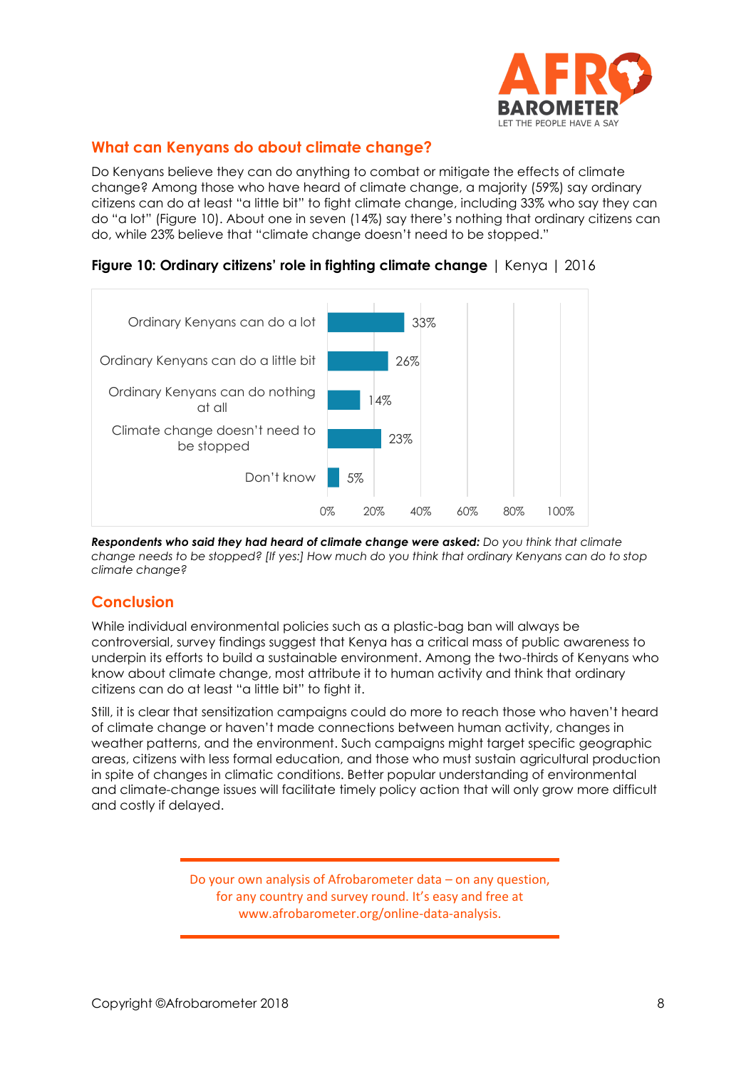## What can Kenyans do about climate change?

Do Kenyans believe they can do anything to combat or mitigate the effects of climate change? Among those who have heard of climate change, a majority (59%) say ordinary citizens can do at least "a little bit" to fight climate change, including 33% who say they can do "a lot" (Figure 10). About one in seven (14%) say there's nothing that ordinary citizens can do, while 23% believe that "climate change doesn't need to be stopped."

**Figure 10: Ordinary citizens' role in fighting climate change** | Kenya | 2016

| Response | % |
|---|---|
| Ordinary Kenyans can do a lot | 33% |
| Ordinary Kenyans can do a little bit | 26% |
| Ordinary Kenyans can do nothing at all | 14% |
| Climate change doesn't need to be stopped | 23% |
| Don't know | 5% |

***Respondents who said they had heard of climate change were asked:*** *Do you think that climate change needs to be stopped? [If yes:] How much do you think that ordinary Kenyans can do to stop climate change?*

## Conclusion

While individual environmental policies such as a plastic-bag ban will always be controversial, survey findings suggest that Kenya has a critical mass of public awareness to underpin its efforts to build a sustainable environment. Among the two-thirds of Kenyans who know about climate change, most attribute it to human activity and think that ordinary citizens can do at least "a little bit" to fight it.

Still, it is clear that sensitization campaigns could do more to reach those who haven't heard of climate change or haven't made connections between human activity, changes in weather patterns, and the environment. Such campaigns might target specific geographic areas, citizens with less formal education, and those who must sustain agricultural production in spite of changes in climatic conditions. Better popular understanding of environmental and climate-change issues will facilitate timely policy action that will only grow more difficult and costly if delayed.

Do your own analysis of Afrobarometer data – on any question, for any country and survey round. It's easy and free at www.afrobarometer.org/online-data-analysis.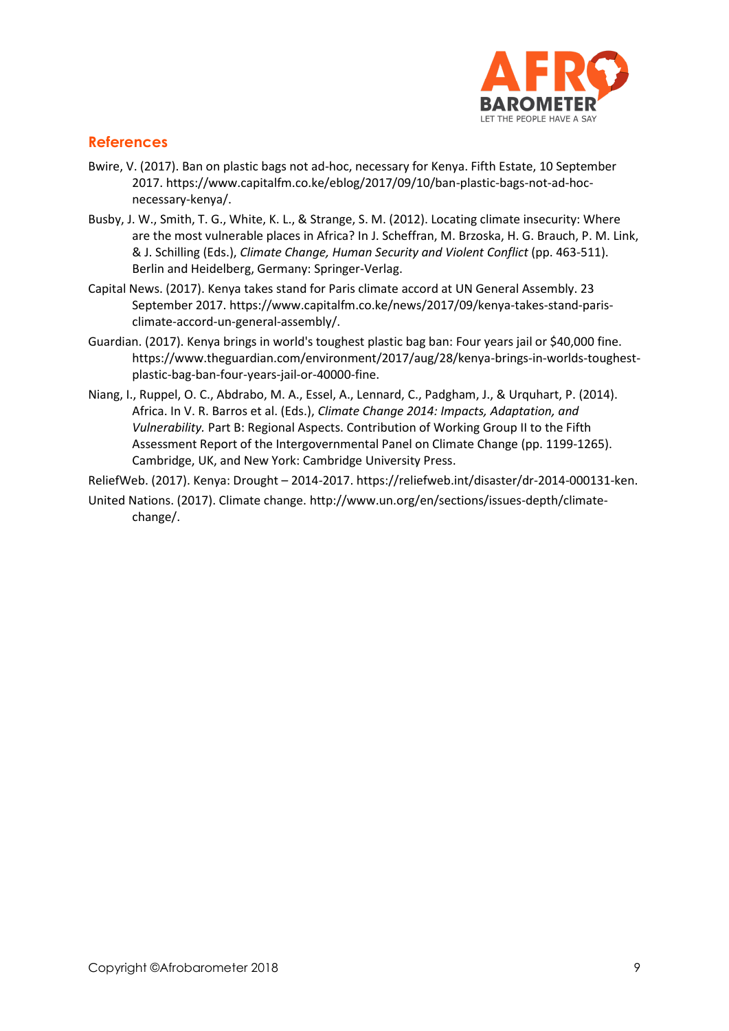## References

Bwire, V. (2017). Ban on plastic bags not ad-hoc, necessary for Kenya. Fifth Estate, 10 September 2017. https://www.capitalfm.co.ke/eblog/2017/09/10/ban-plastic-bags-not-ad-hoc-necessary-kenya/.

Busby, J. W., Smith, T. G., White, K. L., & Strange, S. M. (2012). Locating climate insecurity: Where are the most vulnerable places in Africa? In J. Scheffran, M. Brzoska, H. G. Brauch, P. M. Link, & J. Schilling (Eds.), *Climate Change, Human Security and Violent Conflict* (pp. 463-511). Berlin and Heidelberg, Germany: Springer-Verlag.

Capital News. (2017). Kenya takes stand for Paris climate accord at UN General Assembly. 23 September 2017. https://www.capitalfm.co.ke/news/2017/09/kenya-takes-stand-paris-climate-accord-un-general-assembly/.

Guardian. (2017). Kenya brings in world's toughest plastic bag ban: Four years jail or $40,000 fine. https://www.theguardian.com/environment/2017/aug/28/kenya-brings-in-worlds-toughest-plastic-bag-ban-four-years-jail-or-40000-fine.

Niang, I., Ruppel, O. C., Abdrabo, M. A., Essel, A., Lennard, C., Padgham, J., & Urquhart, P. (2014). Africa. In V. R. Barros et al. (Eds.), *Climate Change 2014: Impacts, Adaptation, and Vulnerability.* Part B: Regional Aspects. Contribution of Working Group II to the Fifth Assessment Report of the Intergovernmental Panel on Climate Change (pp. 1199-1265). Cambridge, UK, and New York: Cambridge University Press.

ReliefWeb. (2017). Kenya: Drought – 2014-2017. https://reliefweb.int/disaster/dr-2014-000131-ken.

United Nations. (2017). Climate change. http://www.un.org/en/sections/issues-depth/climate-change/.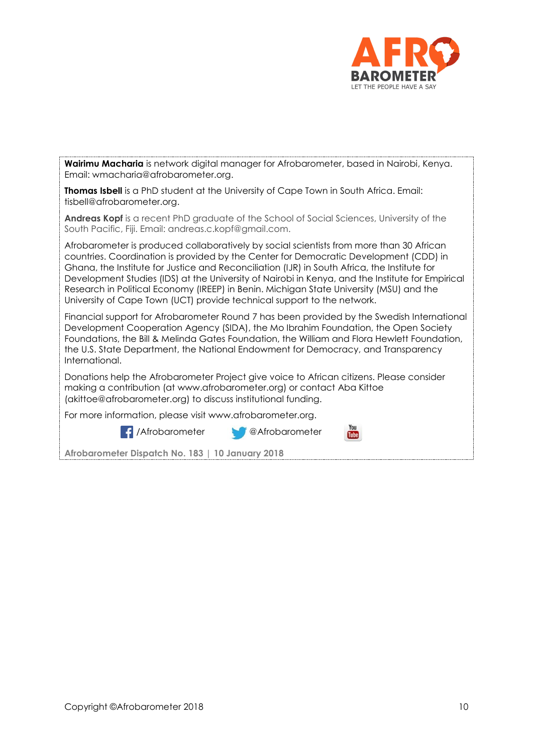**Wairimu Macharia** is network digital manager for Afrobarometer, based in Nairobi, Kenya. Email: wmacharia@afrobarometer.org.

**Thomas Isbell** is a PhD student at the University of Cape Town in South Africa. Email: tisbell@afrobarometer.org.

**Andreas Kopf** is a recent PhD graduate of the School of Social Sciences, University of the South Pacific, Fiji. Email: andreas.c.kopf@gmail.com.

Afrobarometer is produced collaboratively by social scientists from more than 30 African countries. Coordination is provided by the Center for Democratic Development (CDD) in Ghana, the Institute for Justice and Reconciliation (IJR) in South Africa, the Institute for Development Studies (IDS) at the University of Nairobi in Kenya, and the Institute for Empirical Research in Political Economy (IREEP) in Benin. Michigan State University (MSU) and the University of Cape Town (UCT) provide technical support to the network.

Financial support for Afrobarometer Round 7 has been provided by the Swedish International Development Cooperation Agency (SIDA), the Mo Ibrahim Foundation, the Open Society Foundations, the Bill & Melinda Gates Foundation, the William and Flora Hewlett Foundation, the U.S. State Department, the National Endowment for Democracy, and Transparency International.

Donations help the Afrobarometer Project give voice to African citizens. Please consider making a contribution (at www.afrobarometer.org) or contact Aba Kittoe (akittoe@afrobarometer.org) to discuss institutional funding.

For more information, please visit www.afrobarometer.org.

/Afrobarometer @Afrobarometer

**Afrobarometer Dispatch No. 183 | 10 January 2018**